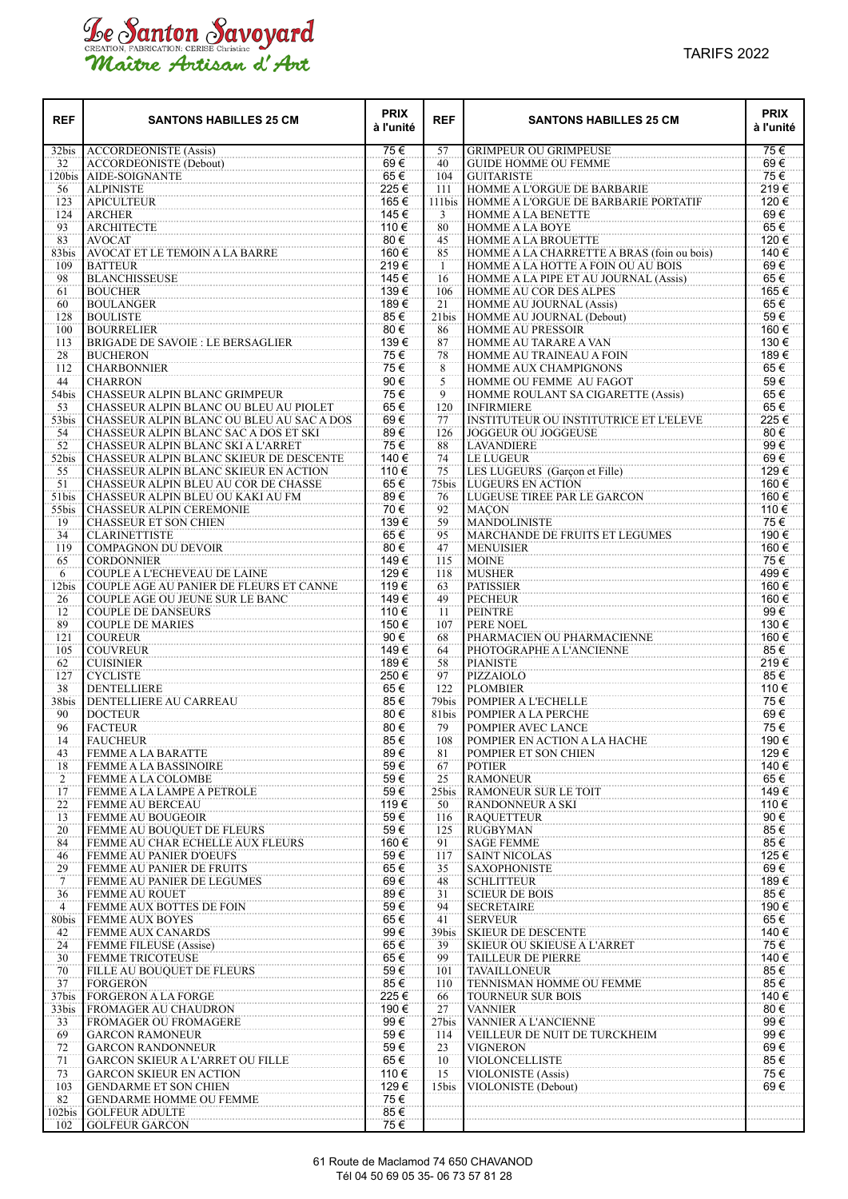# Le Santon Savoyard

CREATION, FABRICATION: CERISE Christine

*Maître Artisan d'Art*

TARIFS 2022

| REF | SANTONS HABILLES 25 CM | PRIX à l'unité | REF | SANTONS HABILLES 25 CM | PRIX à l'unité |
|---|---|---|---|---|---|
| 32bis | ACCORDEONISTE (Assis) | 75 € | 57 | GRIMPEUR OU GRIMPEUSE | 75 € |
| 32 | ACCORDEONISTE (Debout) | 69 € | 40 | GUIDE HOMME OU FEMME | 69 € |
| 120bis | AIDE-SOIGNANTE | 65 € | 104 | GUITARISTE | 75 € |
| 56 | ALPINISTE | 225 € | 111 | HOMME A L'ORGUE DE BARBARIE | 219 € |
| 123 | APICULTEUR | 165 € | 111bis | HOMME A L'ORGUE DE BARBARIE PORTATIF | 120 € |
| 124 | ARCHER | 145 € | 3 | HOMME A LA BENETTE | 69 € |
| 93 | ARCHITECTE | 110 € | 80 | HOMME A LA BOYE | 65 € |
| 83 | AVOCAT | 80 € | 45 | HOMME A LA BROUETTE | 120 € |
| 83bis | AVOCAT ET LE TEMOIN A LA BARRE | 160 € | 85 | HOMME A LA CHARRETTE A BRAS (foin ou bois) | 140 € |
| 109 | BATTEUR | 219 € | 1 | HOMME A LA HOTTE A FOIN OU AU BOIS | 69 € |
| 98 | BLANCHISSEUSE | 145 € | 16 | HOMME A LA PIPE ET AU JOURNAL (Assis) | 65 € |
| 61 | BOUCHER | 139 € | 106 | HOMME AU COR DES ALPES | 165 € |
| 60 | BOULANGER | 189 € | 21 | HOMME AU JOURNAL (Assis) | 65 € |
| 128 | BOULISTE | 85 € | 21bis | HOMME AU JOURNAL (Debout) | 59 € |
| 100 | BOURRELIER | 80 € | 86 | HOMME AU PRESSOIR | 160 € |
| 113 | BRIGADE DE SAVOIE : LE BERSAGLIER | 139 € | 87 | HOMME AU TARARE A VAN | 130 € |
| 28 | BUCHERON | 75 € | 78 | HOMME AU TRAINEAU A FOIN | 189 € |
| 112 | CHARBONNIER | 75 € | 8 | HOMME AUX CHAMPIGNONS | 65 € |
| 44 | CHARRON | 90 € | 5 | HOMME OU FEMME AU FAGOT | 59 € |
| 54bis | CHASSEUR ALPIN BLANC GRIMPEUR | 75 € | 9 | HOMME ROULANT SA CIGARETTE (Assis) | 65 € |
| 53 | CHASSEUR ALPIN BLANC OU BLEU AU PIOLET | 65 € | 120 | INFIRMIERE | 65 € |
| 53bis | CHASSEUR ALPIN BLANC OU BLEU AU SAC A DOS | 69 € | 77 | INSTITUTEUR OU INSTITUTRICE ET L'ELEVE | 225 € |
| 54 | CHASSEUR ALPIN BLANC SAC A DOS ET SKI | 89 € | 126 | JOGGEUR OU JOGGEUSE | 80 € |
| 52 | CHASSEUR ALPIN BLANC SKI A L'ARRET | 75 € | 88 | LAVANDIERE | 99 € |
| 52bis | CHASSEUR ALPIN BLANC SKIEUR DE DESCENTE | 140 € | 74 | LE LUGEUR | 69 € |
| 55 | CHASSEUR ALPIN BLANC SKIEUR EN ACTION | 110 € | 75 | LES LUGEURS (Garçon et Fille) | 129 € |
| 51 | CHASSEUR ALPIN BLEU AU COR DE CHASSE | 65 € | 75bis | LUGEURS EN ACTION | 160 € |
| 51bis | CHASSEUR ALPIN BLEU OU KAKI AU FM | 89 € | 76 | LUGEUSE TIREE PAR LE GARCON | 160 € |
| 55bis | CHASSEUR ALPIN CEREMONIE | 70 € | 92 | MAÇON | 110 € |
| 19 | CHASSEUR ET SON CHIEN | 139 € | 59 | MANDOLINISTE | 75 € |
| 34 | CLARINETTISTE | 65 € | 95 | MARCHANDE DE FRUITS ET LEGUMES | 190 € |
| 119 | COMPAGNON DU DEVOIR | 80 € | 47 | MENUISIER | 160 € |
| 65 | CORDONNIER | 149 € | 115 | MOINE | 75 € |
| 6 | COUPLE A L'ECHEVEAU DE LAINE | 129 € | 118 | MUSHER | 499 € |
| 12bis | COUPLE AGE AU PANIER DE FLEURS ET CANNE | 119 € | 63 | PATISSIER | 160 € |
| 26 | COUPLE AGE OU JEUNE SUR LE BANC | 149 € | 49 | PECHEUR | 160 € |
| 12 | COUPLE DE DANSEURS | 110 € | 11 | PEINTRE | 99 € |
| 89 | COUPLE DE MARIES | 150 € | 107 | PERE NOEL | 130 € |
| 121 | COUREUR | 90 € | 68 | PHARMACIEN OU PHARMACIENNE | 160 € |
| 105 | COUVREUR | 149 € | 64 | PHOTOGRAPHE A L'ANCIENNE | 85 € |
| 62 | CUISINIER | 189 € | 58 | PIANISTE | 219 € |
| 127 | CYCLISTE | 250 € | 97 | PIZZAIOLO | 85 € |
| 38 | DENTELLIERE | 65 € | 122 | PLOMBIER | 110 € |
| 38bis | DENTELLIERE AU CARREAU | 85 € | 79bis | POMPIER A L'ECHELLE | 75 € |
| 90 | DOCTEUR | 80 € | 81bis | POMPIER A LA PERCHE | 69 € |
| 96 | FACTEUR | 80 € | 79 | POMPIER AVEC LANCE | 75 € |
| 14 | FAUCHEUR | 85 € | 108 | POMPIER EN ACTION A LA HACHE | 190 € |
| 43 | FEMME A LA BARATTE | 89 € | 81 | POMPIER ET SON CHIEN | 129 € |
| 18 | FEMME A LA BASSINOIRE | 59 € | 67 | POTIER | 140 € |
| 2 | FEMME A LA COLOMBE | 59 € | 25 | RAMONEUR | 65 € |
| 17 | FEMME A LA LAMPE A PETROLE | 59 € | 25bis | RAMONEUR SUR LE TOIT | 149 € |
| 22 | FEMME AU BERCEAU | 119 € | 50 | RANDONNEUR A SKI | 110 € |
| 13 | FEMME AU BOUGEOIR | 59 € | 116 | RAQUETTEUR | 90 € |
| 20 | FEMME AU BOUQUET DE FLEURS | 59 € | 125 | RUGBYMAN | 85 € |
| 84 | FEMME AU CHAR ECHELLE AUX FLEURS | 160 € | 91 | SAGE FEMME | 85 € |
| 46 | FEMME AU PANIER D'OEUFS | 59 € | 117 | SAINT NICOLAS | 125 € |
| 29 | FEMME AU PANIER DE FRUITS | 65 € | 35 | SAXOPHONISTE | 69 € |
| 7 | FEMME AU PANIER DE LEGUMES | 69 € | 48 | SCHLITTEUR | 189 € |
| 36 | FEMME AU ROUET | 89 € | 31 | SCIEUR DE BOIS | 85 € |
| 4 | FEMME AUX BOTTES DE FOIN | 59 € | 94 | SECRETAIRE | 190 € |
| 80bis | FEMME AUX BOYES | 65 € | 41 | SERVEUR | 65 € |
| 42 | FEMME AUX CANARDS | 99 € | 39bis | SKIEUR DE DESCENTE | 140 € |
| 24 | FEMME FILEUSE (Assise) | 65 € | 39 | SKIEUR OU SKIEUSE A L'ARRET | 75 € |
| 30 | FEMME TRICOTEUSE | 65 € | 99 | TAILLEUR DE PIERRE | 140 € |
| 70 | FILLE AU BOUQUET DE FLEURS | 59 € | 101 | TAVAILLONEUR | 85 € |
| 37 | FORGERON | 85 € | 110 | TENNISMAN HOMME OU FEMME | 85 € |
| 37bis | FORGERON A LA FORGE | 225 € | 66 | TOURNEUR SUR BOIS | 140 € |
| 33bis | FROMAGER AU CHAUDRON | 190 € | 27 | VANNIER | 80 € |
| 33 | FROMAGER OU FROMAGERE | 99 € | 27bis | VANNIER A L'ANCIENNE | 99 € |
| 69 | GARCON RAMONEUR | 59 € | 114 | VEILLEUR DE NUIT DE TURCKHEIM | 99 € |
| 72 | GARCON RANDONNEUR | 59 € | 23 | VIGNERON | 69 € |
| 71 | GARCON SKIEUR A L'ARRET OU FILLE | 65 € | 10 | VIOLONCELLISTE | 85 € |
| 73 | GARCON SKIEUR EN ACTION | 110 € | 15 | VIOLONISTE (Assis) | 75 € |
| 103 | GENDARME ET SON CHIEN | 129 € | 15bis | VIOLONISTE (Debout) | 69 € |
| 82 | GENDARME HOMME OU FEMME | 75 € | | | |
| 102bis | GOLFEUR ADULTE | 85 € | | | |
| 102 | GOLFEUR GARCON | 75 € | | | |

61 Route de Maclamod 74 650 CHAVANOD
Tél 04 50 69 05 35- 06 73 57 81 28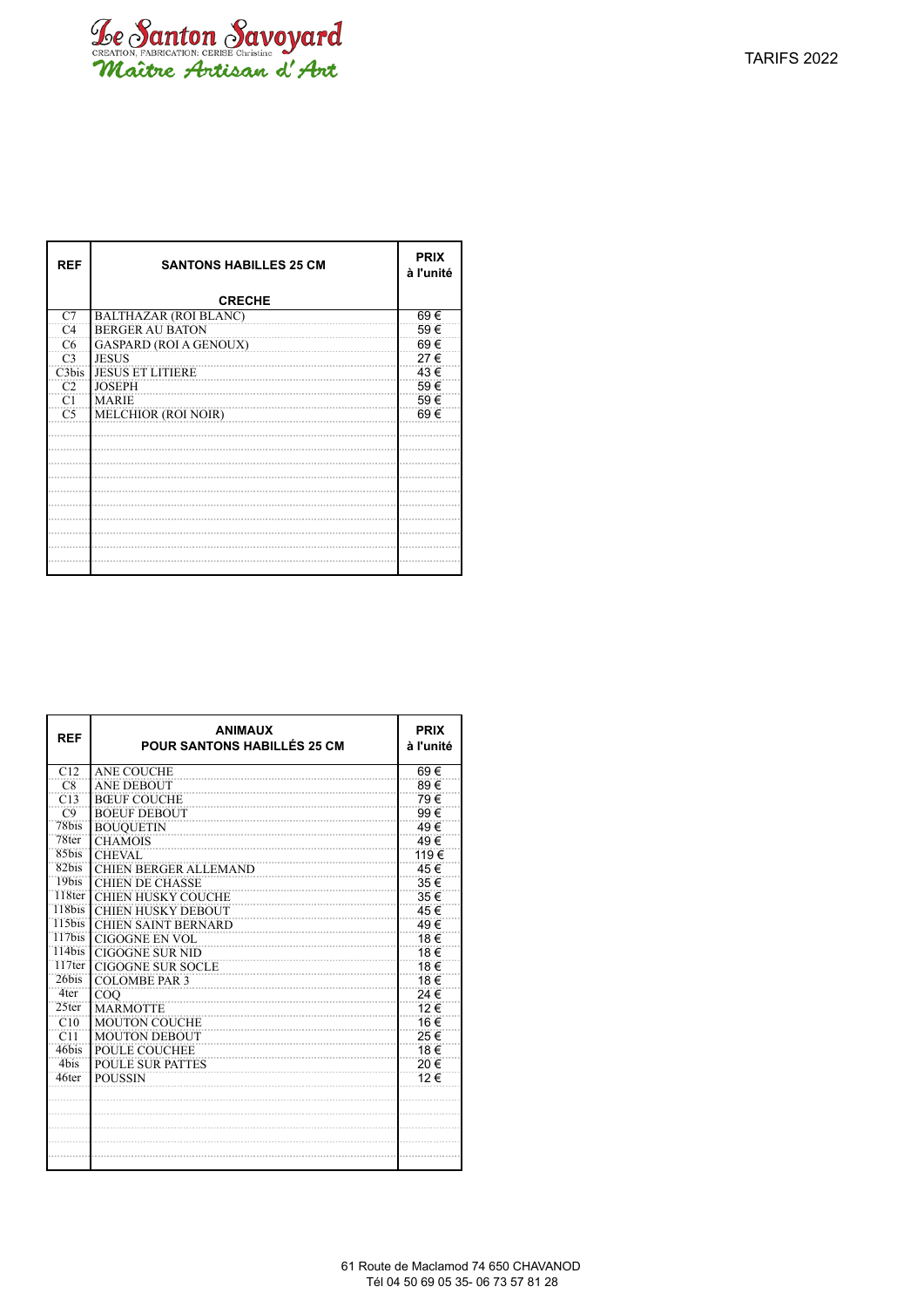**Le Santon Savoyard**
CREATION, FABRICATION: CERISE Christine
*Maître Artisan d'Art*

TARIFS 2022

| REF | SANTONS HABILLES 25 CM<br><br>CRECHE | PRIX à l'unité |
|---|---|---|
| C7 | BALTHAZAR (ROI BLANC) | 69 € |
| C4 | BERGER AU BATON | 59 € |
| C6 | GASPARD (ROI A GENOUX) | 69 € |
| C3 | JESUS | 27 € |
| C3bis | JESUS ET LITIERE | 43 € |
| C2 | JOSEPH | 59 € |
| C1 | MARIE | 59 € |
| C5 | MELCHIOR (ROI NOIR) | 69 € |

| REF | ANIMAUX POUR SANTONS HABILLÉS 25 CM | PRIX à l'unité |
|---|---|---|
| C12 | ANE COUCHE | 69 € |
| C8 | ANE DEBOUT | 89 € |
| C13 | BŒUF COUCHE | 79 € |
| C9 | BOEUF DEBOUT | 99 € |
| 78bis | BOUQUETIN | 49 € |
| 78ter | CHAMOIS | 49 € |
| 85bis | CHEVAL | 119 € |
| 82bis | CHIEN BERGER ALLEMAND | 45 € |
| 19bis | CHIEN DE CHASSE | 35 € |
| 118ter | CHIEN HUSKY COUCHE | 35 € |
| 118bis | CHIEN HUSKY DEBOUT | 45 € |
| 115bis | CHIEN SAINT BERNARD | 49 € |
| 117bis | CIGOGNE EN VOL | 18 € |
| 114bis | CIGOGNE SUR NID | 18 € |
| 117ter | CIGOGNE SUR SOCLE | 18 € |
| 26bis | COLOMBE PAR 3 | 18 € |
| 4ter | COQ | 24 € |
| 25ter | MARMOTTE | 12 € |
| C10 | MOUTON COUCHE | 16 € |
| C11 | MOUTON DEBOUT | 25 € |
| 46bis | POULE COUCHEE | 18 € |
| 4bis | POULE SUR PATTES | 20 € |
| 46ter | POUSSIN | 12 € |

61 Route de Maclamod 74 650 CHAVANOD
Tél 04 50 69 05 35- 06 73 57 81 28